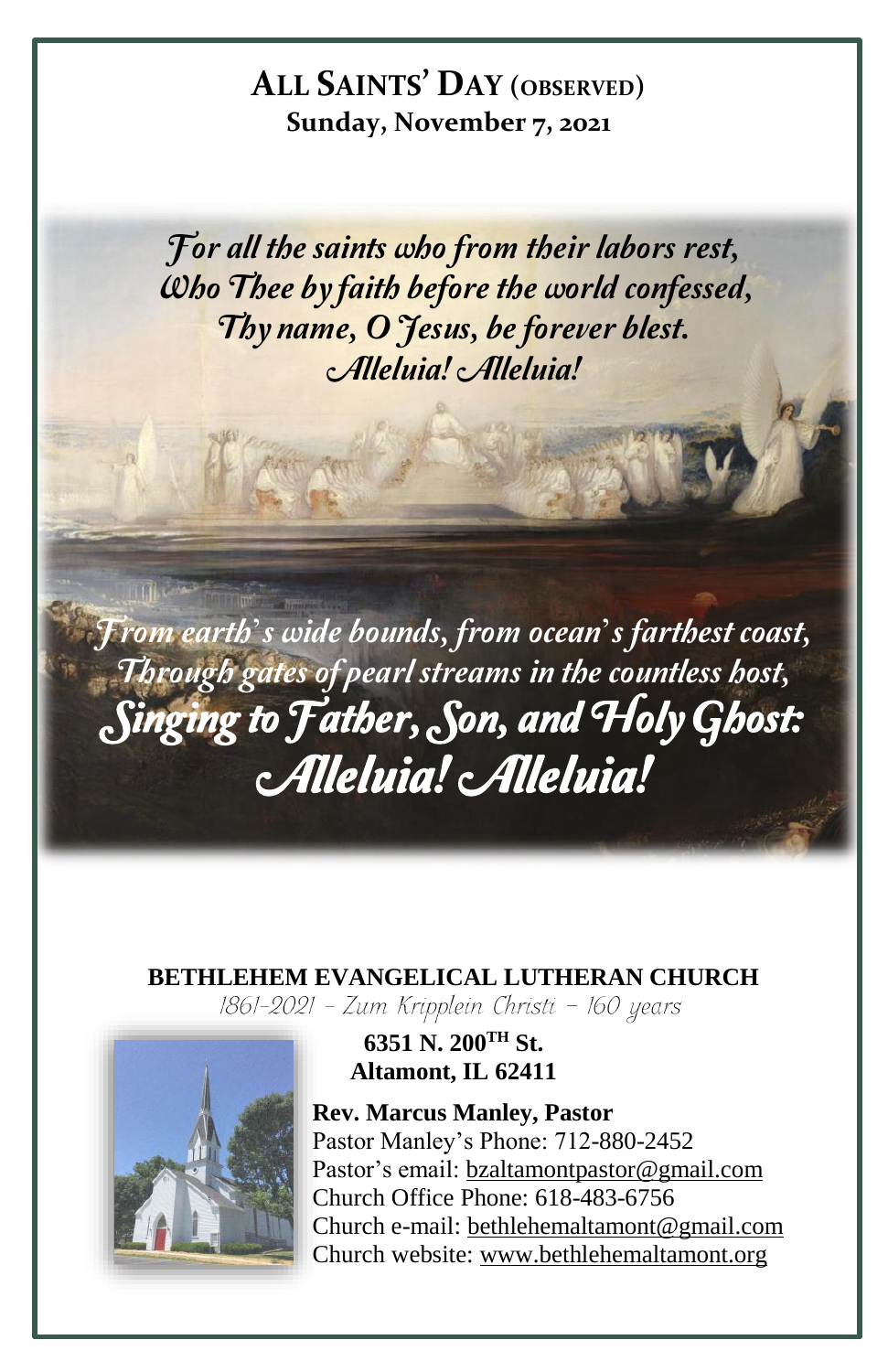# ALL SAINTS' DAY (OBSERVED)

**Sunday, November 7, 2021**

*For all the saints who from their labors rest,*
*Who Thee by faith before the world confessed,*
*Thy name, O Jesus, be forever blest.*
*Alleluia! Alleluia!*

*From earth's wide bounds, from ocean's farthest coast,*
*Through gates of pearl streams in the countless host,*
***Singing to Father, Son, and Holy Ghost:***
***Alleluia! Alleluia!***

**BETHLEHEM EVANGELICAL LUTHERAN CHURCH**

1861-2021 – Zum Kripplein Christi – 160 years

**6351 N. 200TH St.**
**Altamont, IL 62411**

**Rev. Marcus Manley, Pastor**
Pastor Manley's Phone: 712-880-2452
Pastor's email: bzaltamontpastor@gmail.com
Church Office Phone: 618-483-6756
Church e-mail: bethlehemaltamont@gmail.com
Church website: www.bethlehemaltamont.org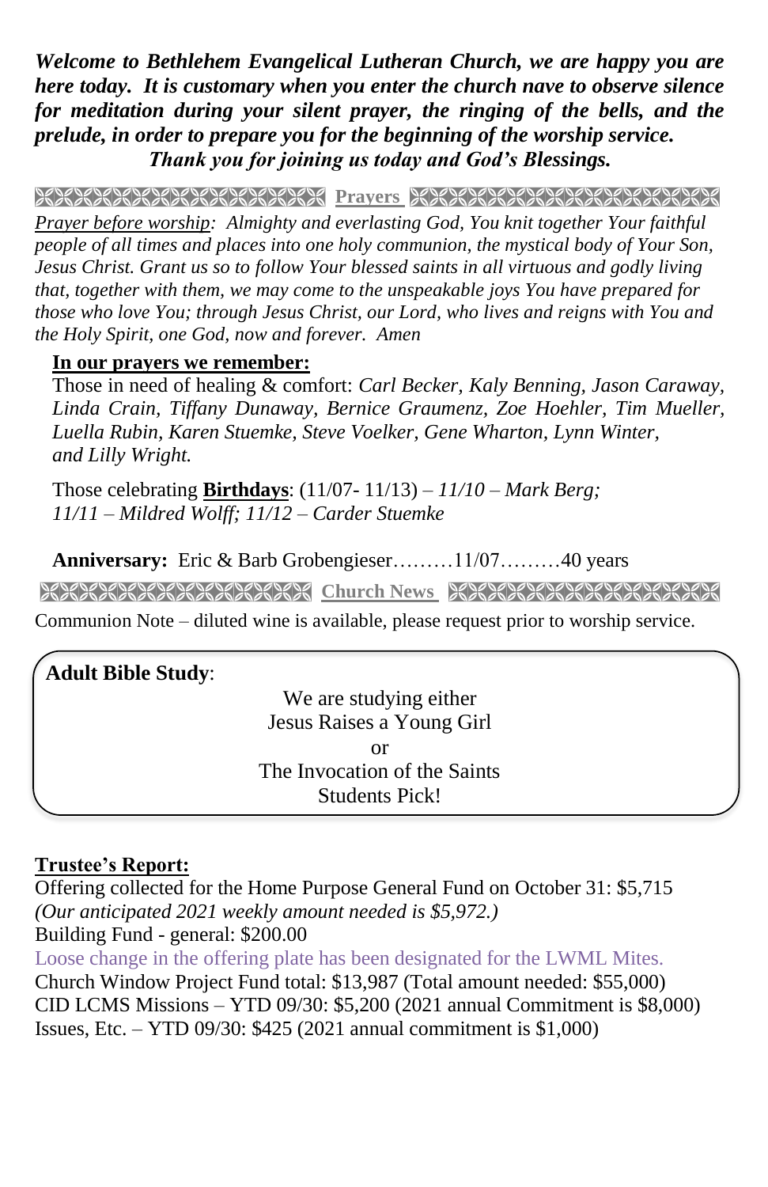***Welcome to Bethlehem Evangelical Lutheran Church, we are happy you are here today. It is customary when you enter the church nave to observe silence for meditation during your silent prayer, the ringing of the bells, and the prelude, in order to prepare you for the beginning of the worship service. Thank you for joining us today and God's Blessings.***

## Prayers

*Prayer before worship: Almighty and everlasting God, You knit together Your faithful people of all times and places into one holy communion, the mystical body of Your Son, Jesus Christ. Grant us so to follow Your blessed saints in all virtuous and godly living that, together with them, we may come to the unspeakable joys You have prepared for those who love You; through Jesus Christ, our Lord, who lives and reigns with You and the Holy Spirit, one God, now and forever. Amen*

**In our prayers we remember:**

Those in need of healing & comfort: *Carl Becker, Kaly Benning, Jason Caraway, Linda Crain, Tiffany Dunaway, Bernice Graumenz, Zoe Hoehler, Tim Mueller, Luella Rubin, Karen Stuemke, Steve Voelker, Gene Wharton, Lynn Winter, and Lilly Wright.*

Those celebrating **Birthdays**: (11/07- 11/13) – *11/10 – Mark Berg; 11/11 – Mildred Wolff; 11/12 – Carder Stuemke*

**Anniversary:** Eric & Barb Grobengieser………11/07………40 years

## Church News

Communion Note – diluted wine is available, please request prior to worship service.

**Adult Bible Study**:

We are studying either
Jesus Raises a Young Girl
or
The Invocation of the Saints
Students Pick!

**Trustee's Report:**

Offering collected for the Home Purpose General Fund on October 31: $5,715
*(Our anticipated 2021 weekly amount needed is $5,972.)*
Building Fund - general: $200.00
Loose change in the offering plate has been designated for the LWML Mites.
Church Window Project Fund total: $13,987 (Total amount needed: $55,000)
CID LCMS Missions – YTD 09/30: $5,200 (2021 annual Commitment is $8,000)
Issues, Etc. – YTD 09/30: $425 (2021 annual commitment is $1,000)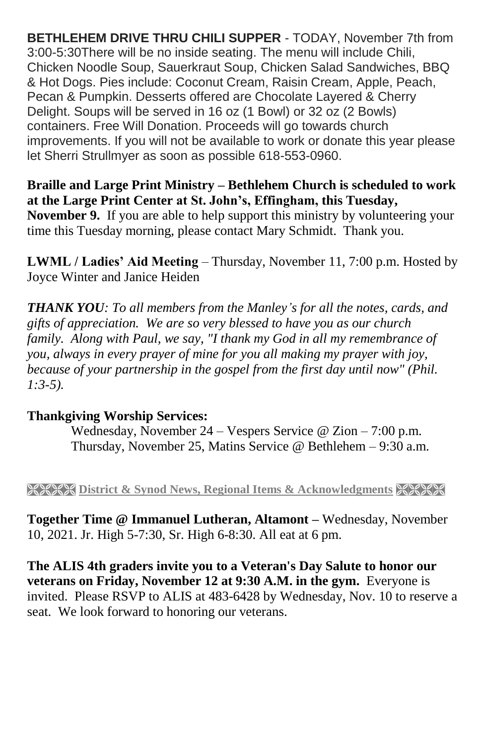**BETHLEHEM DRIVE THRU CHILI SUPPER** - TODAY, November 7th from 3:00-5:30There will be no inside seating. The menu will include Chili, Chicken Noodle Soup, Sauerkraut Soup, Chicken Salad Sandwiches, BBQ & Hot Dogs. Pies include: Coconut Cream, Raisin Cream, Apple, Peach, Pecan & Pumpkin. Desserts offered are Chocolate Layered & Cherry Delight. Soups will be served in 16 oz (1 Bowl) or 32 oz (2 Bowls) containers. Free Will Donation. Proceeds will go towards church improvements. If you will not be available to work or donate this year please let Sherri Strullmyer as soon as possible 618-553-0960.

**Braille and Large Print Ministry – Bethlehem Church is scheduled to work at the Large Print Center at St. John's, Effingham, this Tuesday, November 9.** If you are able to help support this ministry by volunteering your time this Tuesday morning, please contact Mary Schmidt. Thank you.

**LWML / Ladies' Aid Meeting** – Thursday, November 11, 7:00 p.m. Hosted by Joyce Winter and Janice Heiden

***THANK YOU****: To all members from the Manley's for all the notes, cards, and gifts of appreciation. We are so very blessed to have you as our church family. Along with Paul, we say, "I thank my God in all my remembrance of you, always in every prayer of mine for you all making my prayer with joy, because of your partnership in the gospel from the first day until now" (Phil. 1:3-5).*

**Thankgiving Worship Services:**

Wednesday, November 24 – Vespers Service @ Zion – 7:00 p.m.
Thursday, November 25, Matins Service @ Bethlehem – 9:30 a.m.

**District & Synod News, Regional Items & Acknowledgments**

**Together Time @ Immanuel Lutheran, Altamont –** Wednesday, November 10, 2021. Jr. High 5-7:30, Sr. High 6-8:30. All eat at 6 pm.

**The ALIS 4th graders invite you to a Veteran's Day Salute to honor our veterans on Friday, November 12 at 9:30 A.M. in the gym.** Everyone is invited. Please RSVP to ALIS at 483-6428 by Wednesday, Nov. 10 to reserve a seat. We look forward to honoring our veterans.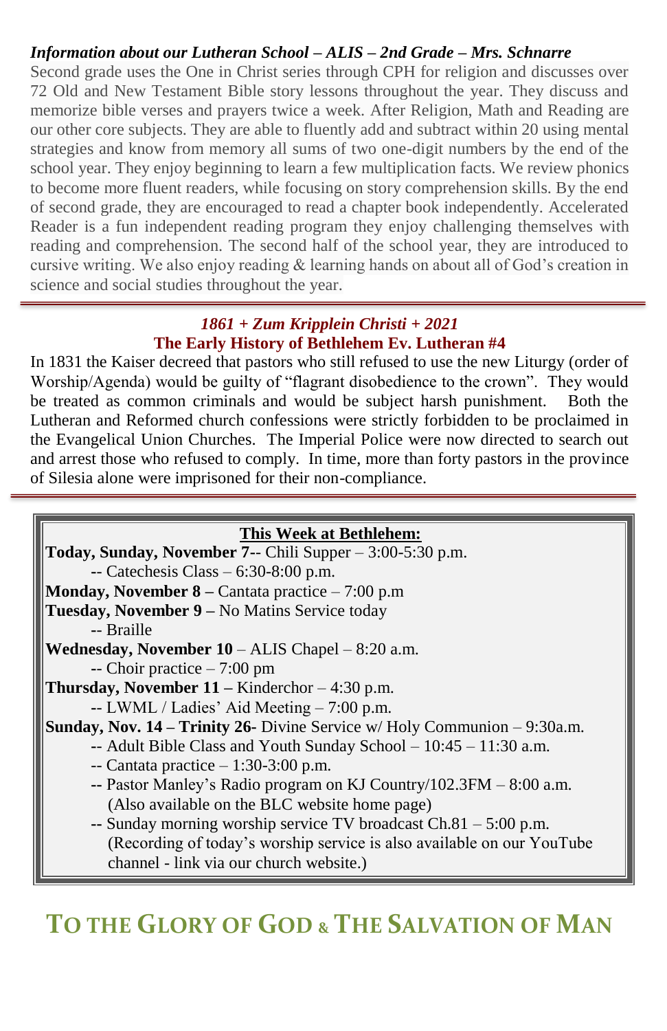***Information about our Lutheran School – ALIS – 2nd Grade – Mrs. Schnarre***

Second grade uses the One in Christ series through CPH for religion and discusses over 72 Old and New Testament Bible story lessons throughout the year. They discuss and memorize bible verses and prayers twice a week. After Religion, Math and Reading are our other core subjects. They are able to fluently add and subtract within 20 using mental strategies and know from memory all sums of two one-digit numbers by the end of the school year. They enjoy beginning to learn a few multiplication facts. We review phonics to become more fluent readers, while focusing on story comprehension skills. By the end of second grade, they are encouraged to read a chapter book independently. Accelerated Reader is a fun independent reading program they enjoy challenging themselves with reading and comprehension. The second half of the school year, they are introduced to cursive writing. We also enjoy reading & learning hands on about all of God's creation in science and social studies throughout the year.

---

***1861 + Zum Kripplein Christi + 2021***

**The Early History of Bethlehem Ev. Lutheran #4**

In 1831 the Kaiser decreed that pastors who still refused to use the new Liturgy (order of Worship/Agenda) would be guilty of "flagrant disobedience to the crown". They would be treated as common criminals and would be subject harsh punishment. Both the Lutheran and Reformed church confessions were strictly forbidden to be proclaimed in the Evangelical Union Churches. The Imperial Police were now directed to search out and arrest those who refused to comply. In time, more than forty pastors in the province of Silesia alone were imprisoned for their non-compliance.

---

**This Week at Bethlehem:**

**Today, Sunday, November 7**-- Chili Supper – 3:00-5:30 p.m.
-- Catechesis Class – 6:30-8:00 p.m.

**Monday, November 8 –** Cantata practice – 7:00 p.m

**Tuesday, November 9 –** No Matins Service today
-- Braille

**Wednesday, November 10** – ALIS Chapel – 8:20 a.m.
-- Choir practice – 7:00 pm

**Thursday, November 11 –** Kinderchor – 4:30 p.m.
-- LWML / Ladies' Aid Meeting – 7:00 p.m.

**Sunday, Nov. 14 – Trinity 26-** Divine Service w/ Holy Communion – 9:30a.m.
-- Adult Bible Class and Youth Sunday School – 10:45 – 11:30 a.m.
-- Cantata practice – 1:30-3:00 p.m.
-- Pastor Manley's Radio program on KJ Country/102.3FM – 8:00 a.m. (Also available on the BLC website home page)
-- Sunday morning worship service TV broadcast Ch.81 – 5:00 p.m. (Recording of today's worship service is also available on our YouTube channel - link via our church website.)

**TO THE GLORY OF GOD & THE SALVATION OF MAN**